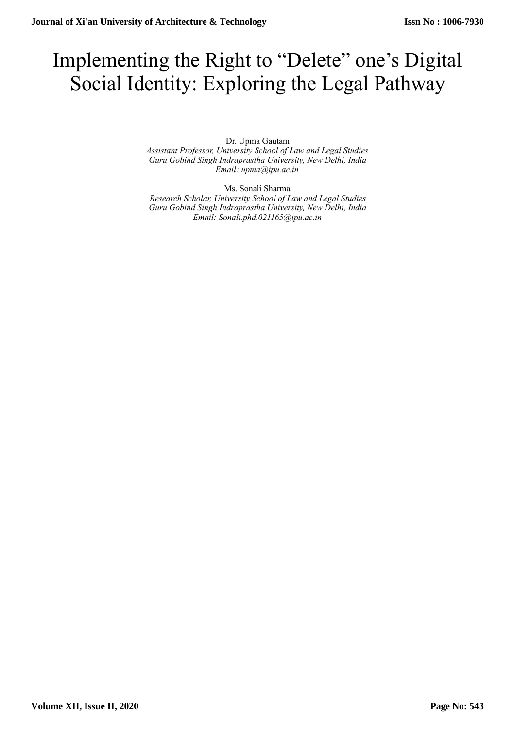# Implementing the Right to "Delete" one's Digital Social Identity: Exploring the Legal Pathway

Dr. Upma Gautam  
*Assistant Professor, University School of Law and Legal Studies*  
*Guru Gobind Singh Indraprastha University, New Delhi, India*  
*Email: upma@ipu.ac.in*

Ms. Sonali Sharma  
*Research Scholar, University School of Law and Legal Studies*  
*Guru Gobind Singh Indraprastha University, New Delhi, India*  
*Email: Sonali.phd.021165@ipu.ac.in*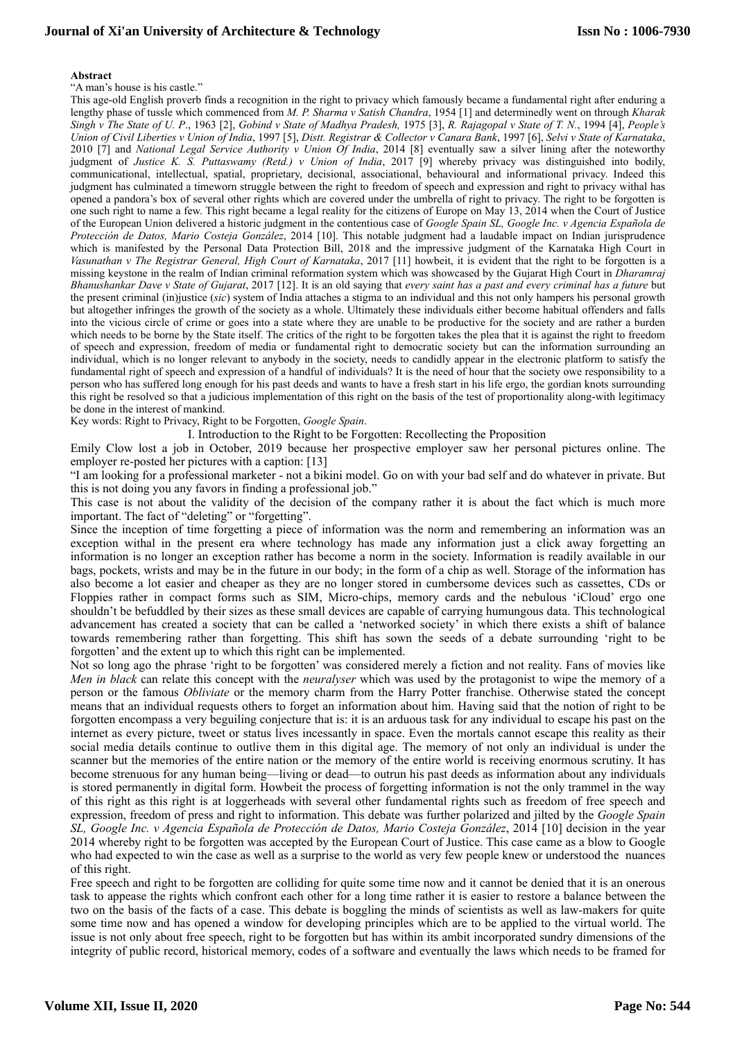**Abstract**

"A man's house is his castle."

This age-old English proverb finds a recognition in the right to privacy which famously became a fundamental right after enduring a lengthy phase of tussle which commenced from *M. P. Sharma v Satish Chandra*, 1954 [1] and determinedly went on through *Kharak Singh v The State of U. P*., 1963 [2], *Gobind v State of Madhya Pradesh,* 1975 [3], *R. Rajagopal v State of T. N.*, 1994 [4], *People's Union of Civil Liberties v Union of India*, 1997 [5], *Distt. Registrar & Collector v Canara Bank*, 1997 [6], *Selvi v State of Karnataka*, 2010 [7] and *National Legal Service Authority v Union Of India*, 2014 [8] eventually saw a silver lining after the noteworthy judgment of *Justice K. S. Puttaswamy (Retd.) v Union of India*, 2017 [9] whereby privacy was distinguished into bodily, communicational, intellectual, spatial, proprietary, decisional, associational, behavioural and informational privacy. Indeed this judgment has culminated a timeworn struggle between the right to freedom of speech and expression and right to privacy withal has opened a pandora's box of several other rights which are covered under the umbrella of right to privacy. The right to be forgotten is one such right to name a few. This right became a legal reality for the citizens of Europe on May 13, 2014 when the Court of Justice of the European Union delivered a historic judgment in the contentious case of *Google Spain SL, Google Inc. v Agencia Española de Protección de Datos, Mario Costeja González*, 2014 [10]. This notable judgment had a laudable impact on Indian jurisprudence which is manifested by the Personal Data Protection Bill, 2018 and the impressive judgment of the Karnataka High Court in *Vasunathan v The Registrar General, High Court of Karnataka*, 2017 [11] howbeit, it is evident that the right to be forgotten is a missing keystone in the realm of Indian criminal reformation system which was showcased by the Gujarat High Court in *Dharamraj Bhanushankar Dave v State of Gujarat*, 2017 [12]. It is an old saying that *every saint has a past and every criminal has a future* but the present criminal (in)justice (*sic*) system of India attaches a stigma to an individual and this not only hampers his personal growth but altogether infringes the growth of the society as a whole. Ultimately these individuals either become habitual offenders and falls into the vicious circle of crime or goes into a state where they are unable to be productive for the society and are rather a burden which needs to be borne by the State itself. The critics of the right to be forgotten takes the plea that it is against the right to freedom of speech and expression, freedom of media or fundamental right to democratic society but can the information surrounding an individual, which is no longer relevant to anybody in the society, needs to candidly appear in the electronic platform to satisfy the fundamental right of speech and expression of a handful of individuals? It is the need of hour that the society owe responsibility to a person who has suffered long enough for his past deeds and wants to have a fresh start in his life ergo, the gordian knots surrounding this right be resolved so that a judicious implementation of this right on the basis of the test of proportionality along-with legitimacy be done in the interest of mankind.

Key words: Right to Privacy, Right to be Forgotten, *Google Spain*.

## I. Introduction to the Right to be Forgotten: Recollecting the Proposition

Emily Clow lost a job in October, 2019 because her prospective employer saw her personal pictures online. The employer re-posted her pictures with a caption: [13]

"I am looking for a professional marketer - not a bikini model. Go on with your bad self and do whatever in private. But this is not doing you any favors in finding a professional job."

This case is not about the validity of the decision of the company rather it is about the fact which is much more important. The fact of "deleting" or "forgetting".

Since the inception of time forgetting a piece of information was the norm and remembering an information was an exception withal in the present era where technology has made any information just a click away forgetting an information is no longer an exception rather has become a norm in the society. Information is readily available in our bags, pockets, wrists and may be in the future in our body; in the form of a chip as well. Storage of the information has also become a lot easier and cheaper as they are no longer stored in cumbersome devices such as cassettes, CDs or Floppies rather in compact forms such as SIM, Micro-chips, memory cards and the nebulous 'iCloud' ergo one shouldn't be befuddled by their sizes as these small devices are capable of carrying humungous data. This technological advancement has created a society that can be called a 'networked society' in which there exists a shift of balance towards remembering rather than forgetting. This shift has sown the seeds of a debate surrounding 'right to be forgotten' and the extent up to which this right can be implemented.

Not so long ago the phrase 'right to be forgotten' was considered merely a fiction and not reality. Fans of movies like *Men in black* can relate this concept with the *neuralyser* which was used by the protagonist to wipe the memory of a person or the famous *Obliviate* or the memory charm from the Harry Potter franchise. Otherwise stated the concept means that an individual requests others to forget an information about him. Having said that the notion of right to be forgotten encompass a very beguiling conjecture that is: it is an arduous task for any individual to escape his past on the internet as every picture, tweet or status lives incessantly in space. Even the mortals cannot escape this reality as their social media details continue to outlive them in this digital age. The memory of not only an individual is under the scanner but the memories of the entire nation or the memory of the entire world is receiving enormous scrutiny. It has become strenuous for any human being—living or dead—to outrun his past deeds as information about any individuals is stored permanently in digital form. Howbeit the process of forgetting information is not the only trammel in the way of this right as this right is at loggerheads with several other fundamental rights such as freedom of free speech and expression, freedom of press and right to information. This debate was further polarized and jilted by the *Google Spain SL, Google Inc. v Agencia Española de Protección de Datos, Mario Costeja González*, 2014 [10] decision in the year 2014 whereby right to be forgotten was accepted by the European Court of Justice. This case came as a blow to Google who had expected to win the case as well as a surprise to the world as very few people knew or understood the nuances of this right.

Free speech and right to be forgotten are colliding for quite some time now and it cannot be denied that it is an onerous task to appease the rights which confront each other for a long time rather it is easier to restore a balance between the two on the basis of the facts of a case. This debate is boggling the minds of scientists as well as law-makers for quite some time now and has opened a window for developing principles which are to be applied to the virtual world. The issue is not only about free speech, right to be forgotten but has within its ambit incorporated sundry dimensions of the integrity of public record, historical memory, codes of a software and eventually the laws which needs to be framed for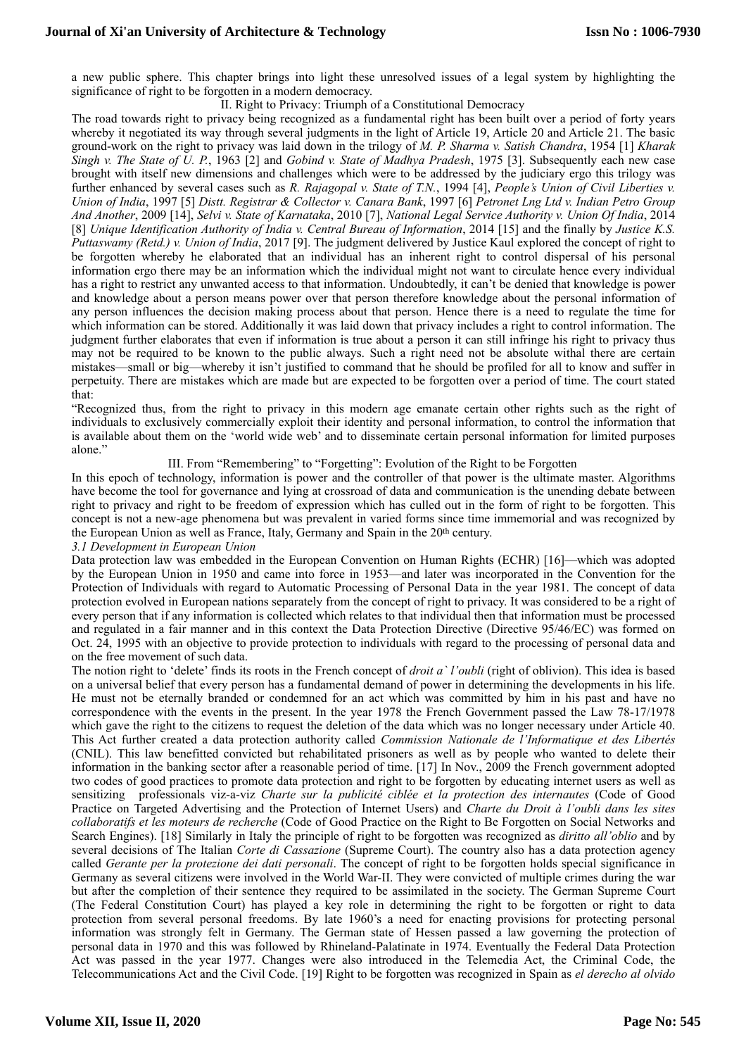a new public sphere. This chapter brings into light these unresolved issues of a legal system by highlighting the significance of right to be forgotten in a modern democracy.

## II. Right to Privacy: Triumph of a Constitutional Democracy

The road towards right to privacy being recognized as a fundamental right has been built over a period of forty years whereby it negotiated its way through several judgments in the light of Article 19, Article 20 and Article 21. The basic ground-work on the right to privacy was laid down in the trilogy of *M. P. Sharma v. Satish Chandra*, 1954 [1] *Kharak Singh v. The State of U. P.*, 1963 [2] and *Gobind v. State of Madhya Pradesh*, 1975 [3]. Subsequently each new case brought with itself new dimensions and challenges which were to be addressed by the judiciary ergo this trilogy was further enhanced by several cases such as *R. Rajagopal v. State of T.N.*, 1994 [4], *People's Union of Civil Liberties v. Union of India*, 1997 [5] *Distt. Registrar & Collector v. Canara Bank*, 1997 [6] *Petronet Lng Ltd v. Indian Petro Group And Another*, 2009 [14], *Selvi v. State of Karnataka*, 2010 [7], *National Legal Service Authority v. Union Of India*, 2014 [8] *Unique Identification Authority of India v. Central Bureau of Information*, 2014 [15] and the finally by *Justice K.S. Puttaswamy (Retd.) v. Union of India*, 2017 [9]. The judgment delivered by Justice Kaul explored the concept of right to be forgotten whereby he elaborated that an individual has an inherent right to control dispersal of his personal information ergo there may be an information which the individual might not want to circulate hence every individual has a right to restrict any unwanted access to that information. Undoubtedly, it can't be denied that knowledge is power and knowledge about a person means power over that person therefore knowledge about the personal information of any person influences the decision making process about that person. Hence there is a need to regulate the time for which information can be stored. Additionally it was laid down that privacy includes a right to control information. The judgment further elaborates that even if information is true about a person it can still infringe his right to privacy thus may not be required to be known to the public always. Such a right need not be absolute withal there are certain mistakes—small or big—whereby it isn't justified to command that he should be profiled for all to know and suffer in perpetuity. There are mistakes which are made but are expected to be forgotten over a period of time. The court stated that:

"Recognized thus, from the right to privacy in this modern age emanate certain other rights such as the right of individuals to exclusively commercially exploit their identity and personal information, to control the information that is available about them on the 'world wide web' and to disseminate certain personal information for limited purposes alone."

## III. From "Remembering" to "Forgetting": Evolution of the Right to be Forgotten

In this epoch of technology, information is power and the controller of that power is the ultimate master. Algorithms have become the tool for governance and lying at crossroad of data and communication is the unending debate between right to privacy and right to be freedom of expression which has culled out in the form of right to be forgotten. This concept is not a new-age phenomena but was prevalent in varied forms since time immemorial and was recognized by the European Union as well as France, Italy, Germany and Spain in the 20th century.

### *3.1 Development in European Union*

Data protection law was embedded in the European Convention on Human Rights (ECHR) [16]—which was adopted by the European Union in 1950 and came into force in 1953—and later was incorporated in the Convention for the Protection of Individuals with regard to Automatic Processing of Personal Data in the year 1981. The concept of data protection evolved in European nations separately from the concept of right to privacy. It was considered to be a right of every person that if any information is collected which relates to that individual then that information must be processed and regulated in a fair manner and in this context the Data Protection Directive (Directive 95/46/EC) was formed on Oct. 24, 1995 with an objective to provide protection to individuals with regard to the processing of personal data and on the free movement of such data.

The notion right to 'delete' finds its roots in the French concept of *droit a` l'oubli* (right of oblivion). This idea is based on a universal belief that every person has a fundamental demand of power in determining the developments in his life. He must not be eternally branded or condemned for an act which was committed by him in his past and have no correspondence with the events in the present. In the year 1978 the French Government passed the Law 78-17/1978 which gave the right to the citizens to request the deletion of the data which was no longer necessary under Article 40. This Act further created a data protection authority called *Commission Nationale de l'Informatique et des Libertés* (CNIL). This law benefitted convicted but rehabilitated prisoners as well as by people who wanted to delete their information in the banking sector after a reasonable period of time. [17] In Nov., 2009 the French government adopted two codes of good practices to promote data protection and right to be forgotten by educating internet users as well as sensitizing professionals viz-a-viz *Charte sur la publicité ciblée et la protection des internautes* (Code of Good Practice on Targeted Advertising and the Protection of Internet Users) and *Charte du Droit à l'oubli dans les sites collaboratifs et les moteurs de recherche* (Code of Good Practice on the Right to Be Forgotten on Social Networks and Search Engines). [18] Similarly in Italy the principle of right to be forgotten was recognized as *diritto all'oblio* and by several decisions of The Italian *Corte di Cassazione* (Supreme Court). The country also has a data protection agency called *Gerante per la protezione dei dati personali*. The concept of right to be forgotten holds special significance in Germany as several citizens were involved in the World War-II. They were convicted of multiple crimes during the war but after the completion of their sentence they required to be assimilated in the society. The German Supreme Court (The Federal Constitution Court) has played a key role in determining the right to be forgotten or right to data protection from several personal freedoms. By late 1960's a need for enacting provisions for protecting personal information was strongly felt in Germany. The German state of Hessen passed a law governing the protection of personal data in 1970 and this was followed by Rhineland-Palatinate in 1974. Eventually the Federal Data Protection Act was passed in the year 1977. Changes were also introduced in the Telemedia Act, the Criminal Code, the Telecommunications Act and the Civil Code. [19] Right to be forgotten was recognized in Spain as *el derecho al olvido*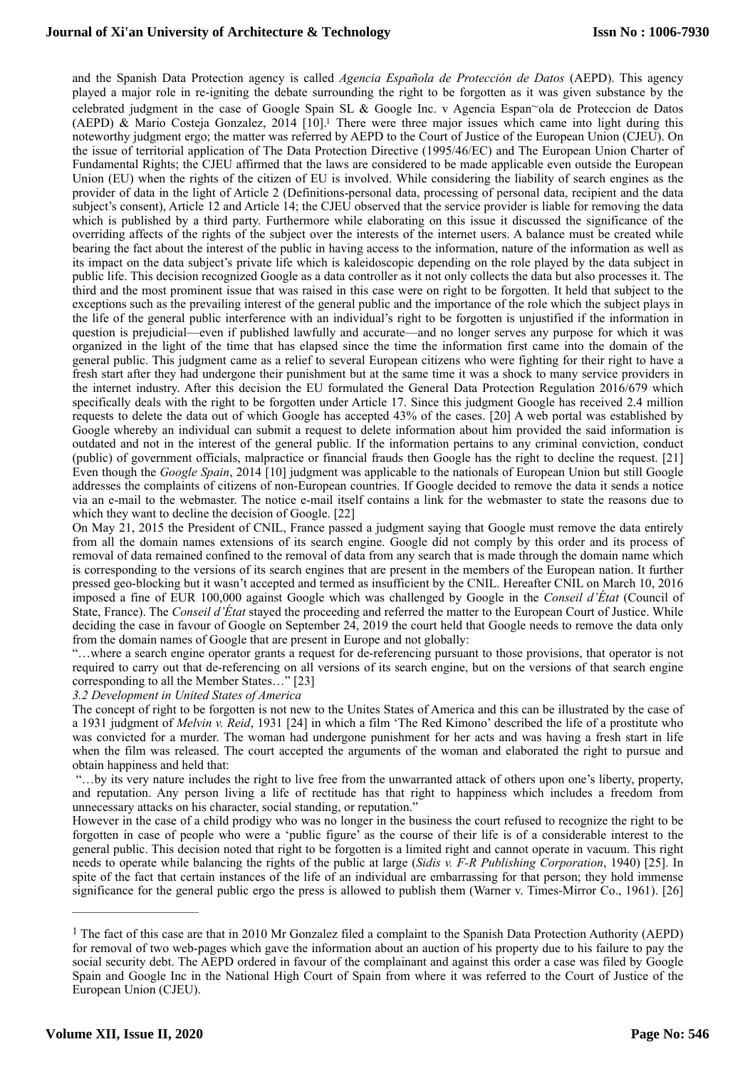and the Spanish Data Protection agency is called *Agencia Española de Protección de Datos* (AEPD). This agency played a major role in re-igniting the debate surrounding the right to be forgotten as it was given substance by the celebrated judgment in the case of Google Spain SL & Google Inc. v Agencia Espan~ola de Proteccion de Datos (AEPD) & Mario Costeja Gonzalez, 2014 [10].[1] There were three major issues which came into light during this noteworthy judgment ergo; the matter was referred by AEPD to the Court of Justice of the European Union (CJEU). On the issue of territorial application of The Data Protection Directive (1995/46/EC) and The European Union Charter of Fundamental Rights; the CJEU affirmed that the laws are considered to be made applicable even outside the European Union (EU) when the rights of the citizen of EU is involved. While considering the liability of search engines as the provider of data in the light of Article 2 (Definitions-personal data, processing of personal data, recipient and the data subject's consent), Article 12 and Article 14; the CJEU observed that the service provider is liable for removing the data which is published by a third party. Furthermore while elaborating on this issue it discussed the significance of the overriding affects of the rights of the subject over the interests of the internet users. A balance must be created while bearing the fact about the interest of the public in having access to the information, nature of the information as well as its impact on the data subject's private life which is kaleidoscopic depending on the role played by the data subject in public life. This decision recognized Google as a data controller as it not only collects the data but also processes it. The third and the most prominent issue that was raised in this case were on right to be forgotten. It held that subject to the exceptions such as the prevailing interest of the general public and the importance of the role which the subject plays in the life of the general public interference with an individual's right to be forgotten is unjustified if the information in question is prejudicial—even if published lawfully and accurate—and no longer serves any purpose for which it was organized in the light of the time that has elapsed since the time the information first came into the domain of the general public. This judgment came as a relief to several European citizens who were fighting for their right to have a fresh start after they had undergone their punishment but at the same time it was a shock to many service providers in the internet industry. After this decision the EU formulated the General Data Protection Regulation 2016/679 which specifically deals with the right to be forgotten under Article 17. Since this judgment Google has received 2.4 million requests to delete the data out of which Google has accepted 43% of the cases. [20] A web portal was established by Google whereby an individual can submit a request to delete information about him provided the said information is outdated and not in the interest of the general public. If the information pertains to any criminal conviction, conduct (public) of government officials, malpractice or financial frauds then Google has the right to decline the request. [21] Even though the *Google Spain*, 2014 [10] judgment was applicable to the nationals of European Union but still Google addresses the complaints of citizens of non-European countries. If Google decided to remove the data it sends a notice via an e-mail to the webmaster. The notice e-mail itself contains a link for the webmaster to state the reasons due to which they want to decline the decision of Google. [22]

On May 21, 2015 the President of CNIL, France passed a judgment saying that Google must remove the data entirely from all the domain names extensions of its search engine. Google did not comply by this order and its process of removal of data remained confined to the removal of data from any search that is made through the domain name which is corresponding to the versions of its search engines that are present in the members of the European nation. It further pressed geo-blocking but it wasn't accepted and termed as insufficient by the CNIL. Hereafter CNIL on March 10, 2016 imposed a fine of EUR 100,000 against Google which was challenged by Google in the *Conseil d'État* (Council of State, France). The *Conseil d'État* stayed the proceeding and referred the matter to the European Court of Justice. While deciding the case in favour of Google on September 24, 2019 the court held that Google needs to remove the data only from the domain names of Google that are present in Europe and not globally:

"…where a search engine operator grants a request for de-referencing pursuant to those provisions, that operator is not required to carry out that de-referencing on all versions of its search engine, but on the versions of that search engine corresponding to all the Member States…" [23]

### *3.2 Development in United States of America*

The concept of right to be forgotten is not new to the Unites States of America and this can be illustrated by the case of a 1931 judgment of *Melvin v. Reid*, 1931 [24] in which a film 'The Red Kimono' described the life of a prostitute who was convicted for a murder. The woman had undergone punishment for her acts and was having a fresh start in life when the film was released. The court accepted the arguments of the woman and elaborated the right to pursue and obtain happiness and held that:

"…by its very nature includes the right to live free from the unwarranted attack of others upon one's liberty, property, and reputation. Any person living a life of rectitude has that right to happiness which includes a freedom from unnecessary attacks on his character, social standing, or reputation."

However in the case of a child prodigy who was no longer in the business the court refused to recognize the right to be forgotten in case of people who were a 'public figure' as the course of their life is of a considerable interest to the general public. This decision noted that right to be forgotten is a limited right and cannot operate in vacuum. This right needs to operate while balancing the rights of the public at large (*Sidis v. F-R Publishing Corporation*, 1940) [25]. In spite of the fact that certain instances of the life of an individual are embarrassing for that person; they hold immense significance for the general public ergo the press is allowed to publish them (Warner v. Times-Mirror Co., 1961). [26]

---

[1] The fact of this case are that in 2010 Mr Gonzalez filed a complaint to the Spanish Data Protection Authority (AEPD) for removal of two web-pages which gave the information about an auction of his property due to his failure to pay the social security debt. The AEPD ordered in favour of the complainant and against this order a case was filed by Google Spain and Google Inc in the National High Court of Spain from where it was referred to the Court of Justice of the European Union (CJEU).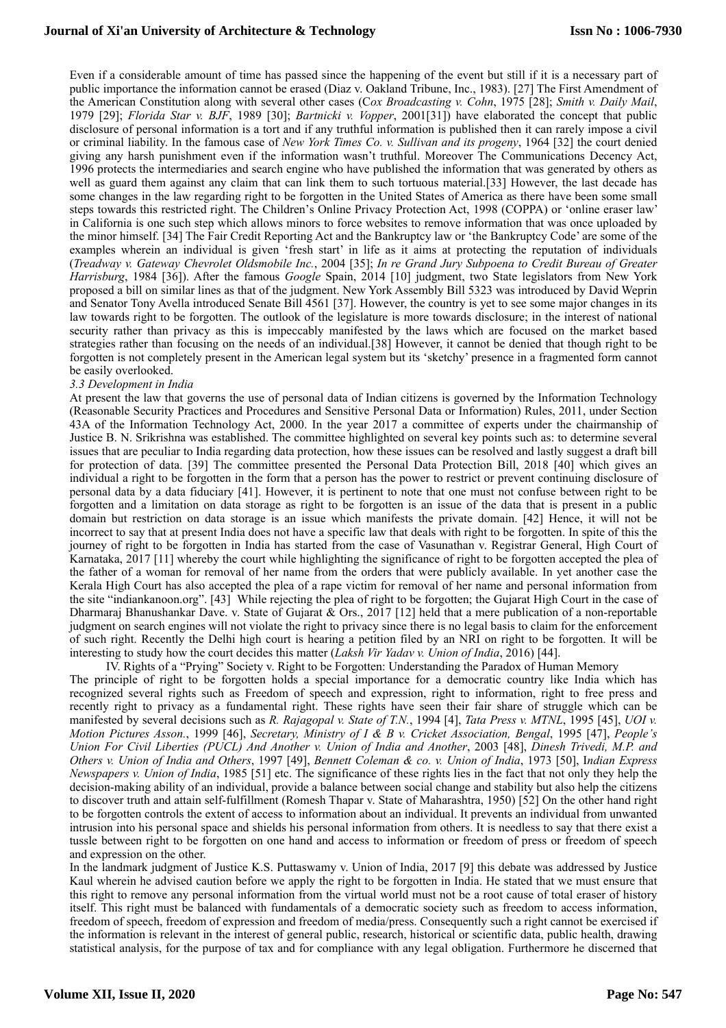Even if a considerable amount of time has passed since the happening of the event but still if it is a necessary part of public importance the information cannot be erased (Diaz v. Oakland Tribune, Inc., 1983). [27] The First Amendment of the American Constitution along with several other cases (*Cox Broadcasting v. Cohn*, 1975 [28]; *Smith v. Daily Mail*, 1979 [29]; *Florida Star v. BJF*, 1989 [30]; *Bartnicki v. Vopper*, 2001[31]) have elaborated the concept that public disclosure of personal information is a tort and if any truthful information is published then it can rarely impose a civil or criminal liability. In the famous case of *New York Times Co. v. Sullivan and its progeny*, 1964 [32] the court denied giving any harsh punishment even if the information wasn't truthful. Moreover The Communications Decency Act, 1996 protects the intermediaries and search engine who have published the information that was generated by others as well as guard them against any claim that can link them to such tortuous material.[33] However, the last decade has some changes in the law regarding right to be forgotten in the United States of America as there have been some small steps towards this restricted right. The Children's Online Privacy Protection Act, 1998 (COPPA) or 'online eraser law' in California is one such step which allows minors to force websites to remove information that was once uploaded by the minor himself. [34] The Fair Credit Reporting Act and the Bankruptcy law or 'the Bankruptcy Code' are some of the examples wherein an individual is given 'fresh start' in life as it aims at protecting the reputation of individuals (*Treadway v. Gateway Chevrolet Oldsmobile Inc.*, 2004 [35]; *In re Grand Jury Subpoena to Credit Bureau of Greater Harrisburg*, 1984 [36]). After the famous *Google* Spain, 2014 [10] judgment, two State legislators from New York proposed a bill on similar lines as that of the judgment. New York Assembly Bill 5323 was introduced by David Weprin and Senator Tony Avella introduced Senate Bill 4561 [37]. However, the country is yet to see some major changes in its law towards right to be forgotten. The outlook of the legislature is more towards disclosure; in the interest of national security rather than privacy as this is impeccably manifested by the laws which are focused on the market based strategies rather than focusing on the needs of an individual.[38] However, it cannot be denied that though right to be forgotten is not completely present in the American legal system but its 'sketchy' presence in a fragmented form cannot be easily overlooked.

### *3.3 Development in India*

At present the law that governs the use of personal data of Indian citizens is governed by the Information Technology (Reasonable Security Practices and Procedures and Sensitive Personal Data or Information) Rules, 2011, under Section 43A of the Information Technology Act, 2000. In the year 2017 a committee of experts under the chairmanship of Justice B. N. Srikrishna was established. The committee highlighted on several key points such as: to determine several issues that are peculiar to India regarding data protection, how these issues can be resolved and lastly suggest a draft bill for protection of data. [39] The committee presented the Personal Data Protection Bill, 2018 [40] which gives an individual a right to be forgotten in the form that a person has the power to restrict or prevent continuing disclosure of personal data by a data fiduciary [41]. However, it is pertinent to note that one must not confuse between right to be forgotten and a limitation on data storage as right to be forgotten is an issue of the data that is present in a public domain but restriction on data storage is an issue which manifests the private domain. [42] Hence, it will not be incorrect to say that at present India does not have a specific law that deals with right to be forgotten. In spite of this the journey of right to be forgotten in India has started from the case of Vasunathan v. Registrar General, High Court of Karnataka, 2017 [11] whereby the court while highlighting the significance of right to be forgotten accepted the plea of the father of a woman for removal of her name from the orders that were publicly available. In yet another case the Kerala High Court has also accepted the plea of a rape victim for removal of her name and personal information from the site "indiankanoon.org". [43] While rejecting the plea of right to be forgotten; the Gujarat High Court in the case of Dharmaraj Bhanushankar Dave. v. State of Gujarat & Ors., 2017 [12] held that a mere publication of a non-reportable judgment on search engines will not violate the right to privacy since there is no legal basis to claim for the enforcement of such right. Recently the Delhi high court is hearing a petition filed by an NRI on right to be forgotten. It will be interesting to study how the court decides this matter (*Laksh Vir Yadav v. Union of India*, 2016) [44].

## IV. Rights of a "Prying" Society v. Right to be Forgotten: Understanding the Paradox of Human Memory

The principle of right to be forgotten holds a special importance for a democratic country like India which has recognized several rights such as Freedom of speech and expression, right to information, right to free press and recently right to privacy as a fundamental right. These rights have seen their fair share of struggle which can be manifested by several decisions such as *R. Rajagopal v. State of T.N.*, 1994 [4], *Tata Press v. MTNL*, 1995 [45], *UOI v. Motion Pictures Asson.*, 1999 [46], *Secretary, Ministry of I & B v. Cricket Association, Bengal*, 1995 [47], *People's Union For Civil Liberties (PUCL) And Another v. Union of India and Another*, 2003 [48], *Dinesh Trivedi, M.P. and Others v. Union of India and Others*, 1997 [49], *Bennett Coleman & co. v. Union of India*, 1973 [50], I*ndian Express Newspapers v. Union of India*, 1985 [51] etc. The significance of these rights lies in the fact that not only they help the decision-making ability of an individual, provide a balance between social change and stability but also help the citizens to discover truth and attain self-fulfillment (Romesh Thapar v. State of Maharashtra, 1950) [52] On the other hand right to be forgotten controls the extent of access to information about an individual. It prevents an individual from unwanted intrusion into his personal space and shields his personal information from others. It is needless to say that there exist a tussle between right to be forgotten on one hand and access to information or freedom of press or freedom of speech and expression on the other.

In the landmark judgment of Justice K.S. Puttaswamy v. Union of India, 2017 [9] this debate was addressed by Justice Kaul wherein he advised caution before we apply the right to be forgotten in India. He stated that we must ensure that this right to remove any personal information from the virtual world must not be a root cause of total eraser of history itself. This right must be balanced with fundamentals of a democratic society such as freedom to access information, freedom of speech, freedom of expression and freedom of media/press. Consequently such a right cannot be exercised if the information is relevant in the interest of general public, research, historical or scientific data, public health, drawing statistical analysis, for the purpose of tax and for compliance with any legal obligation. Furthermore he discerned that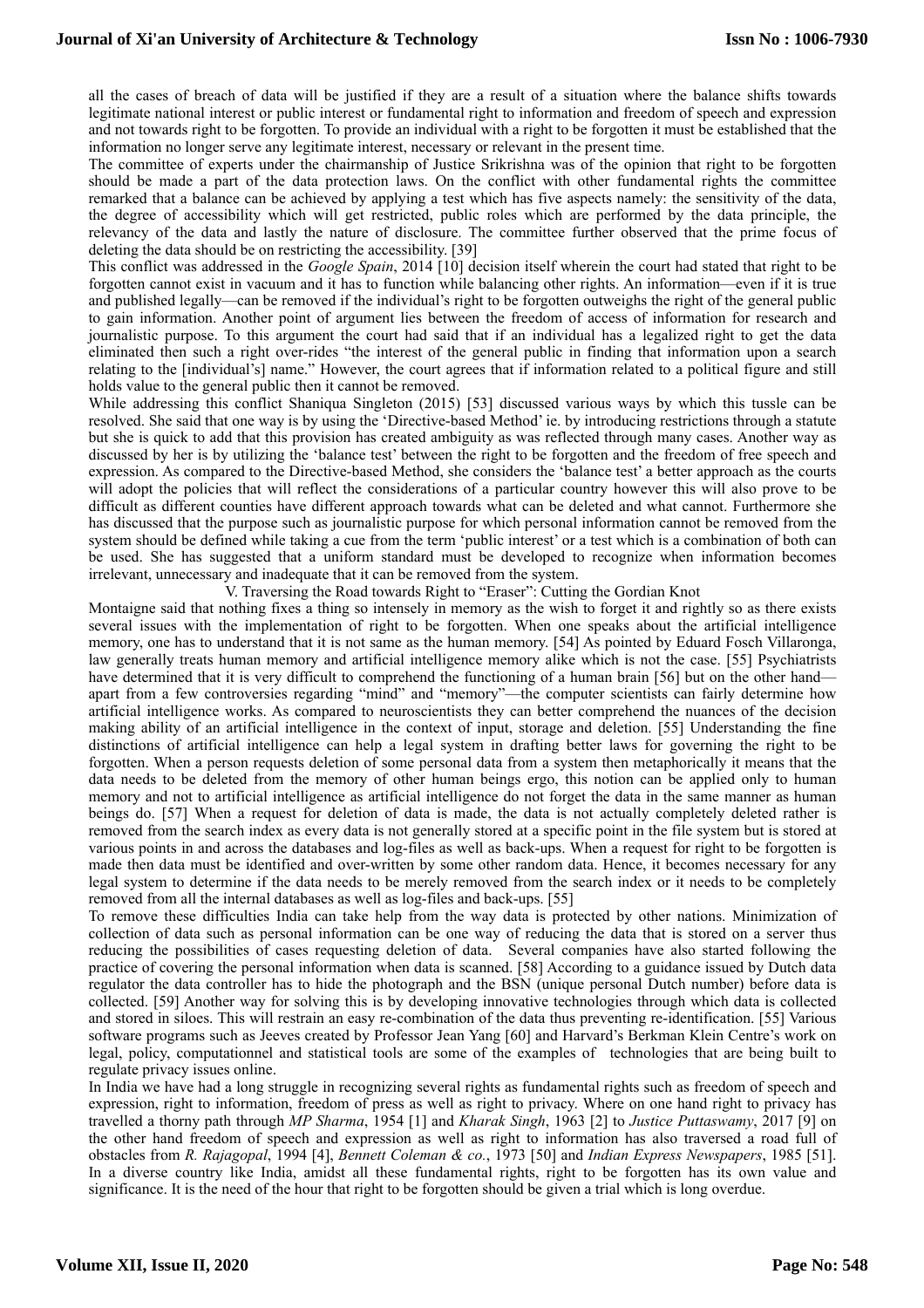all the cases of breach of data will be justified if they are a result of a situation where the balance shifts towards legitimate national interest or public interest or fundamental right to information and freedom of speech and expression and not towards right to be forgotten. To provide an individual with a right to be forgotten it must be established that the information no longer serve any legitimate interest, necessary or relevant in the present time.

The committee of experts under the chairmanship of Justice Srikrishna was of the opinion that right to be forgotten should be made a part of the data protection laws. On the conflict with other fundamental rights the committee remarked that a balance can be achieved by applying a test which has five aspects namely: the sensitivity of the data, the degree of accessibility which will get restricted, public roles which are performed by the data principle, the relevancy of the data and lastly the nature of disclosure. The committee further observed that the prime focus of deleting the data should be on restricting the accessibility. [39]

This conflict was addressed in the *Google Spain*, 2014 [10] decision itself wherein the court had stated that right to be forgotten cannot exist in vacuum and it has to function while balancing other rights. An information—even if it is true and published legally—can be removed if the individual's right to be forgotten outweighs the right of the general public to gain information. Another point of argument lies between the freedom of access of information for research and journalistic purpose. To this argument the court had said that if an individual has a legalized right to get the data eliminated then such a right over-rides "the interest of the general public in finding that information upon a search relating to the [individual's] name." However, the court agrees that if information related to a political figure and still holds value to the general public then it cannot be removed.

While addressing this conflict Shaniqua Singleton (2015) [53] discussed various ways by which this tussle can be resolved. She said that one way is by using the 'Directive-based Method' ie. by introducing restrictions through a statute but she is quick to add that this provision has created ambiguity as was reflected through many cases. Another way as discussed by her is by utilizing the 'balance test' between the right to be forgotten and the freedom of free speech and expression. As compared to the Directive-based Method, she considers the 'balance test' a better approach as the courts will adopt the policies that will reflect the considerations of a particular country however this will also prove to be difficult as different counties have different approach towards what can be deleted and what cannot. Furthermore she has discussed that the purpose such as journalistic purpose for which personal information cannot be removed from the system should be defined while taking a cue from the term 'public interest' or a test which is a combination of both can be used. She has suggested that a uniform standard must be developed to recognize when information becomes irrelevant, unnecessary and inadequate that it can be removed from the system.

## V. Traversing the Road towards Right to "Eraser": Cutting the Gordian Knot

Montaigne said that nothing fixes a thing so intensely in memory as the wish to forget it and rightly so as there exists several issues with the implementation of right to be forgotten. When one speaks about the artificial intelligence memory, one has to understand that it is not same as the human memory. [54] As pointed by Eduard Fosch Villaronga, law generally treats human memory and artificial intelligence memory alike which is not the case. [55] Psychiatrists have determined that it is very difficult to comprehend the functioning of a human brain [56] but on the other hand—apart from a few controversies regarding "mind" and "memory"—the computer scientists can fairly determine how artificial intelligence works. As compared to neuroscientists they can better comprehend the nuances of the decision making ability of an artificial intelligence in the context of input, storage and deletion. [55] Understanding the fine distinctions of artificial intelligence can help a legal system in drafting better laws for governing the right to be forgotten. When a person requests deletion of some personal data from a system then metaphorically it means that the data needs to be deleted from the memory of other human beings ergo, this notion can be applied only to human memory and not to artificial intelligence as artificial intelligence do not forget the data in the same manner as human beings do. [57] When a request for deletion of data is made, the data is not actually completely deleted rather is removed from the search index as every data is not generally stored at a specific point in the file system but is stored at various points in and across the databases and log-files as well as back-ups. When a request for right to be forgotten is made then data must be identified and over-written by some other random data. Hence, it becomes necessary for any legal system to determine if the data needs to be merely removed from the search index or it needs to be completely removed from all the internal databases as well as log-files and back-ups. [55]

To remove these difficulties India can take help from the way data is protected by other nations. Minimization of collection of data such as personal information can be one way of reducing the data that is stored on a server thus reducing the possibilities of cases requesting deletion of data. Several companies have also started following the practice of covering the personal information when data is scanned. [58] According to a guidance issued by Dutch data regulator the data controller has to hide the photograph and the BSN (unique personal Dutch number) before data is collected. [59] Another way for solving this is by developing innovative technologies through which data is collected and stored in siloes. This will restrain an easy re-combination of the data thus preventing re-identification. [55] Various software programs such as Jeeves created by Professor Jean Yang [60] and Harvard's Berkman Klein Centre's work on legal, policy, computationnel and statistical tools are some of the examples of technologies that are being built to regulate privacy issues online.

In India we have had a long struggle in recognizing several rights as fundamental rights such as freedom of speech and expression, right to information, freedom of press as well as right to privacy. Where on one hand right to privacy has travelled a thorny path through *MP Sharma*, 1954 [1] and *Kharak Singh*, 1963 [2] to *Justice Puttaswamy*, 2017 [9] on the other hand freedom of speech and expression as well as right to information has also traversed a road full of obstacles from *R. Rajagopal*, 1994 [4], *Bennett Coleman & co.*, 1973 [50] and *Indian Express Newspapers*, 1985 [51]. In a diverse country like India, amidst all these fundamental rights, right to be forgotten has its own value and significance. It is the need of the hour that right to be forgotten should be given a trial which is long overdue.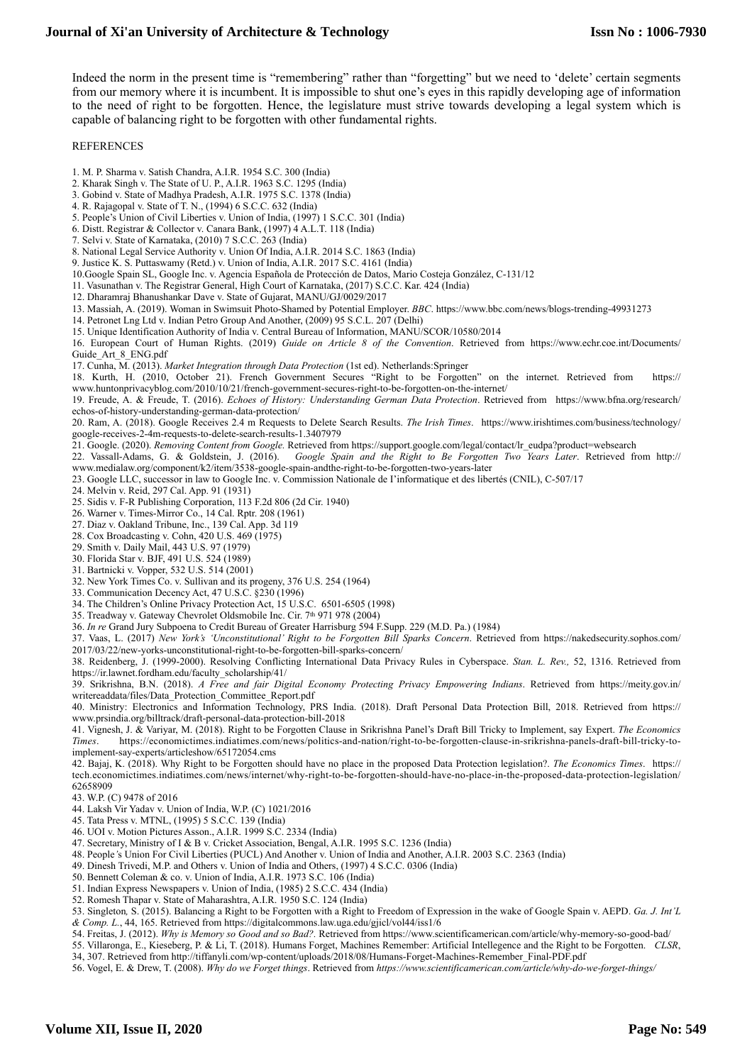Indeed the norm in the present time is "remembering" rather than "forgetting" but we need to 'delete' certain segments from our memory where it is incumbent. It is impossible to shut one's eyes in this rapidly developing age of information to the need of right to be forgotten. Hence, the legislature must strive towards developing a legal system which is capable of balancing right to be forgotten with other fundamental rights.

REFERENCES

1. M. P. Sharma v. Satish Chandra, A.I.R. 1954 S.C. 300 (India)
2. Kharak Singh v. The State of U. P., A.I.R. 1963 S.C. 1295 (India)
3. Gobind v. State of Madhya Pradesh, A.I.R. 1975 S.C. 1378 (India)
4. R. Rajagopal v. State of T. N., (1994) 6 S.C.C. 632 (India)
5. People's Union of Civil Liberties v. Union of India, (1997) 1 S.C.C. 301 (India)
6. Distt. Registrar & Collector v. Canara Bank, (1997) 4 A.L.T. 118 (India)
7. Selvi v. State of Karnataka, (2010) 7 S.C.C. 263 (India)
8. National Legal Service Authority v. Union Of India, A.I.R. 2014 S.C. 1863 (India)
9. Justice K. S. Puttaswamy (Retd.) v. Union of India, A.I.R. 2017 S.C. 4161 (India)
10. Google Spain SL, Google Inc. v. Agencia Española de Protección de Datos, Mario Costeja González, C-131/12
11. Vasunathan v. The Registrar General, High Court of Karnataka, (2017) S.C.C. Kar. 424 (India)
12. Dharamraj Bhanushankar Dave v. State of Gujarat, MANU/GJ/0029/2017
13. Massiah, A. (2019). Woman in Swimsuit Photo-Shamed by Potential Employer. *BBC*. https://www.bbc.com/news/blogs-trending-49931273
14. Petronet Lng Ltd v. Indian Petro Group And Another, (2009) 95 S.C.L. 207 (Delhi)
15. Unique Identification Authority of India v. Central Bureau of Information, MANU/SCOR/10580/2014
16. European Court of Human Rights. (2019) *Guide on Article 8 of the Convention*. Retrieved from https://www.echr.coe.int/Documents/Guide_Art_8_ENG.pdf
17. Cunha, M. (2013). *Market Integration through Data Protection* (1st ed). Netherlands:Springer
18. Kurth, H. (2010, October 21). French Government Secures "Right to be Forgotten" on the internet. Retrieved from https://www.huntonprivacyblog.com/2010/10/21/french-government-secures-right-to-be-forgotten-on-the-internet/
19. Freude, A. & Freude, T. (2016). *Echoes of History: Understanding German Data Protection*. Retrieved from https://www.bfna.org/research/echos-of-history-understanding-german-data-protection/
20. Ram, A. (2018). Google Receives 2.4 m Requests to Delete Search Results. *The Irish Times*. https://www.irishtimes.com/business/technology/google-receives-2-4m-requests-to-delete-search-results-1.3407979
21. Google. (2020). *Removing Content from Google*. Retrieved from https://support.google.com/legal/contact/lr_eudpa?product=websearch
22. Vassall-Adams, G. & Goldstein, J. (2016). *Google Spain and the Right to Be Forgotten Two Years Later*. Retrieved from http://www.medialaw.org/component/k2/item/3538-google-spain-andthe-right-to-be-forgotten-two-years-later
23. Google LLC, successor in law to Google Inc. v. Commission Nationale de l'informatique et des libertés (CNIL), C-507/17
24. Melvin v. Reid, 297 Cal. App. 91 (1931)
25. Sidis v. F-R Publishing Corporation, 113 F.2d 806 (2d Cir. 1940)
26. Warner v. Times-Mirror Co., 14 Cal. Rptr. 208 (1961)
27. Diaz v. Oakland Tribune, Inc., 139 Cal. App. 3d 119
28. Cox Broadcasting v. Cohn, 420 U.S. 469 (1975)
29. Smith v. Daily Mail, 443 U.S. 97 (1979)
30. Florida Star v. BJF, 491 U.S. 524 (1989)
31. Bartnicki v. Vopper, 532 U.S. 514 (2001)
32. New York Times Co. v. Sullivan and its progeny, 376 U.S. 254 (1964)
33. Communication Decency Act, 47 U.S.C. §230 (1996)
34. The Children's Online Privacy Protection Act, 15 U.S.C. 6501-6505 (1998)
35. Treadway v. Gateway Chevrolet Oldsmobile Inc. Cir. 7th 971 978 (2004)
36. *In re* Grand Jury Subpoena to Credit Bureau of Greater Harrisburg 594 F.Supp. 229 (M.D. Pa.) (1984)
37. Vaas, L. (2017) *New York's 'Unconstitutional' Right to be Forgotten Bill Sparks Concern*. Retrieved from https://nakedsecurity.sophos.com/2017/03/22/new-yorks-unconstitutional-right-to-be-forgotten-bill-sparks-concern/
38. Reidenberg, J. (1999-2000). Resolving Conflicting International Data Privacy Rules in Cyberspace. *Stan. L. Rev.,* 52, 1316. Retrieved from https://ir.lawnet.fordham.edu/faculty_scholarship/41/
39. Srikrishna, B.N. (2018). *A Free and fair Digital Economy Protecting Privacy Empowering Indians*. Retrieved from https://meity.gov.in/writereaddata/files/Data_Protection_Committee_Report.pdf
40. Ministry: Electronics and Information Technology, PRS India. (2018). Draft Personal Data Protection Bill, 2018. Retrieved from https://www.prsindia.org/billtrack/draft-personal-data-protection-bill-2018
41. Vignesh, J. & Variyar, M. (2018). Right to be Forgotten Clause in Srikrishna Panel's Draft Bill Tricky to Implement, say Expert. *The Economics Times*. https://economictimes.indiatimes.com/news/politics-and-nation/right-to-be-forgotten-clause-in-srikrishna-panels-draft-bill-tricky-to-implement-say-experts/articleshow/65172054.cms
42. Bajaj, K. (2018). Why Right to be Forgotten should have no place in the proposed Data Protection legislation?. *The Economics Times*. https://tech.economictimes.indiatimes.com/news/internet/why-right-to-be-forgotten-should-have-no-place-in-the-proposed-data-protection-legislation/62658909
43. W.P. (C) 9478 of 2016
44. Laksh Vir Yadav v. Union of India, W.P. (C) 1021/2016
45. Tata Press v. MTNL, (1995) 5 S.C.C. 139 (India)
46. UOI v. Motion Pictures Asson., A.I.R. 1999 S.C. 2334 (India)
47. Secretary, Ministry of I & B v. Cricket Association, Bengal, A.I.R. 1995 S.C. 1236 (India)
48. People's Union For Civil Liberties (PUCL) And Another v. Union of India and Another, A.I.R. 2003 S.C. 2363 (India)
49. Dinesh Trivedi, M.P. and Others v. Union of India and Others, (1997) 4 S.C.C. 0306 (India)
50. Bennett Coleman & co. v. Union of India, A.I.R. 1973 S.C. 106 (India)
51. Indian Express Newspapers v. Union of India, (1985) 2 S.C.C. 434 (India)
52. Romesh Thapar v. State of Maharashtra, A.I.R. 1950 S.C. 124 (India)
53. Singleton, S. (2015). Balancing a Right to be Forgotten with a Right to Freedom of Expression in the wake of Google Spain v. AEPD. *Ga. J. Int'L & Comp. L.*, 44, 165. Retrieved from https://digitalcommons.law.uga.edu/gjicl/vol44/iss1/6
54. Freitas, J. (2012). *Why is Memory so Good and so Bad?*. Retrieved from https://www.scientificamerican.com/article/why-memory-so-good-bad/
55. Villaronga, E., Kieseberg, P. & Li, T. (2018). Humans Forget, Machines Remember: Artificial Intellegence and the Right to be Forgotten. *CLSR*, 34, 307. Retrieved from http://tiffanyli.com/wp-content/uploads/2018/08/Humans-Forget-Machines-Remember_Final-PDF.pdf
56. Vogel, E. & Drew, T. (2008). *Why do we Forget things*. Retrieved from *https://www.scientificamerican.com/article/why-do-we-forget-things/*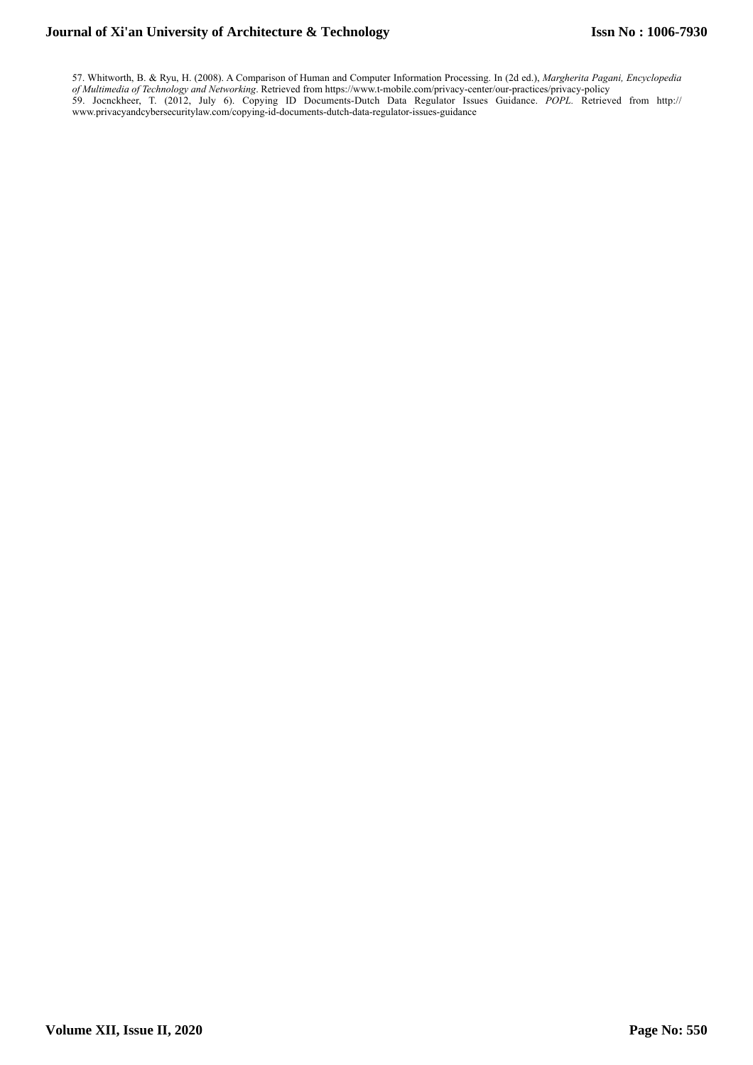57. Whitworth, B. & Ryu, H. (2008). A Comparison of Human and Computer Information Processing. In (2d ed.), *Margherita Pagani, Encyclopedia of Multimedia of Technology and Networking*. Retrieved from https://www.t-mobile.com/privacy-center/our-practices/privacy-policy

59. Jocnckheer, T. (2012, July 6). Copying ID Documents-Dutch Data Regulator Issues Guidance. *POPL*. Retrieved from http://www.privacyandcybersecuritylaw.com/copying-id-documents-dutch-data-regulator-issues-guidance